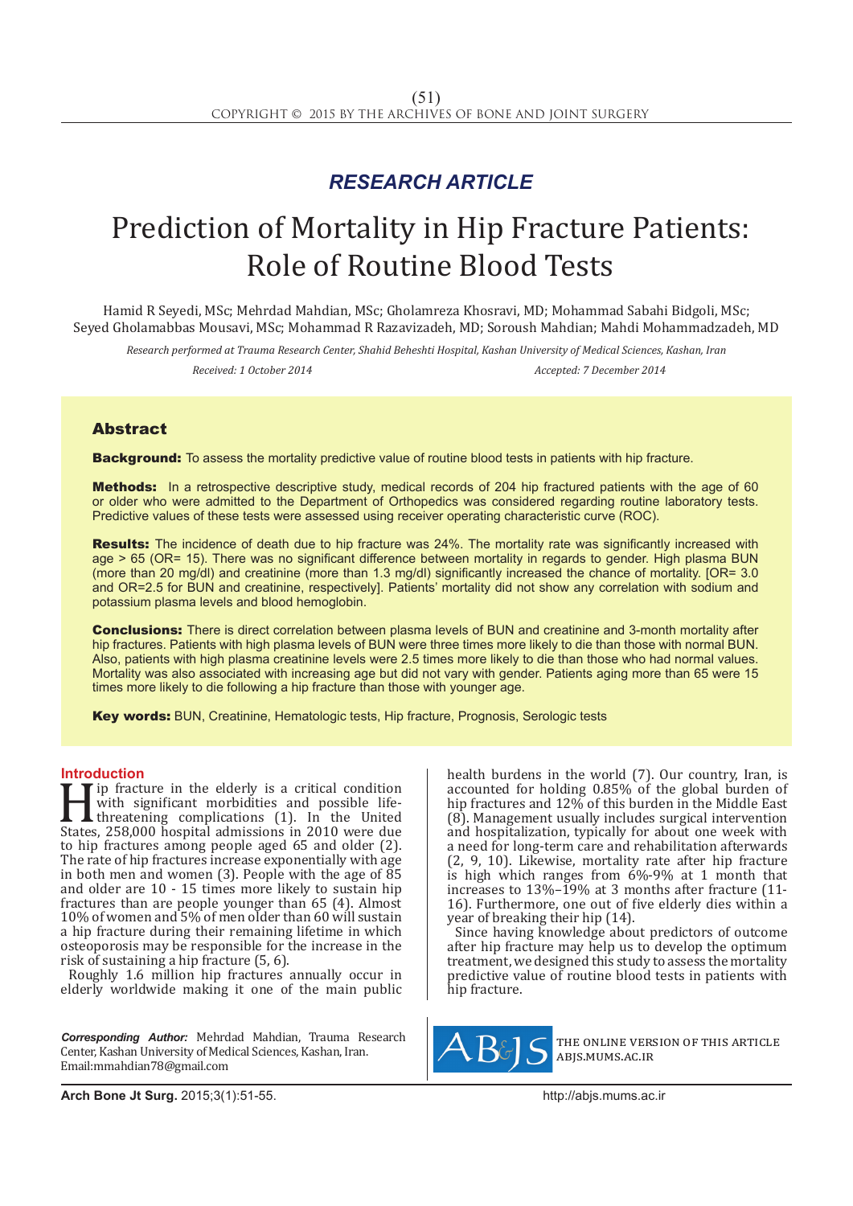*RESEARCH ARTICLE*

# Prediction of Mortality in Hip Fracture Patients: Role of Routine Blood Tests

Hamid R Seyedi, MSc; Mehrdad Mahdian, MSc; Gholamreza Khosravi, MD; Mohammad Sabahi Bidgoli, MSc; Seyed Gholamabbas Mousavi, MSc; Mohammad R Razavizadeh, MD; Soroush Mahdian; Mahdi Mohammadzadeh, MD

*Research performed at Trauma Research Center, Shahid Beheshti Hospital, Kashan University of Medical Sciences, Kashan, Iran*

*Received: 1 October 2014* *Accepted: 7 December 2014*

## Abstract

**Background:** To assess the mortality predictive value of routine blood tests in patients with hip fracture.

**Methods:** In a retrospective descriptive study, medical records of 204 hip fractured patients with the age of 60 or older who were admitted to the Department of Orthopedics was considered regarding routine laboratory tests. Predictive values of these tests were assessed using receiver operating characteristic curve (ROC).

**Results:** The incidence of death due to hip fracture was 24%. The mortality rate was significantly increased with age > 65 (OR= 15). There was no significant difference between mortality in regards to gender. High plasma BUN (more than 20 mg/dl) and creatinine (more than 1.3 mg/dl) significantly increased the chance of mortality. [OR= 3.0 and OR=2.5 for BUN and creatinine, respectively]. Patients' mortality did not show any correlation with sodium and potassium plasma levels and blood hemoglobin.

**Conclusions:** There is direct correlation between plasma levels of BUN and creatinine and 3-month mortality after hip fractures. Patients with high plasma levels of BUN were three times more likely to die than those with normal BUN. Also, patients with high plasma creatinine levels were 2.5 times more likely to die than those who had normal values. Mortality was also associated with increasing age but did not vary with gender. Patients aging more than 65 were 15 times more likely to die following a hip fracture than those with younger age.

**Key words:** BUN, Creatinine, Hematologic tests, Hip fracture, Prognosis, Serologic tests

## Introduction

Hip fracture in the elderly is a critical condition with significant morbidities and possible life-threatening complications (1). In the United States, 258,000 hospital admissions in 2010 were due to hip fractures among people aged 65 and older (2). The rate of hip fractures increase exponentially with age in both men and women (3). People with the age of 85 and older are 10 - 15 times more likely to sustain hip fractures than are people younger than 65 (4). Almost 10% of women and 5% of men older than 60 will sustain a hip fracture during their remaining lifetime in which osteoporosis may be responsible for the increase in the risk of sustaining a hip fracture (5, 6).

Roughly 1.6 million hip fractures annually occur in elderly worldwide making it one of the main public health burdens in the world (7). Our country, Iran, is accounted for holding 0.85% of the global burden of hip fractures and 12% of this burden in the Middle East (8). Management usually includes surgical intervention and hospitalization, typically for about one week with a need for long-term care and rehabilitation afterwards (2, 9, 10). Likewise, mortality rate after hip fracture is high which ranges from 6%-9% at 1 month that increases to 13%–19% at 3 months after fracture (11-16). Furthermore, one out of five elderly dies within a year of breaking their hip (14).

Since having knowledge about predictors of outcome after hip fracture may help us to develop the optimum treatment, we designed this study to assess the mortality predictive value of routine blood tests in patients with hip fracture.

*Corresponding Author:* Mehrdad Mahdian, Trauma Research Center, Kashan University of Medical Sciences, Kashan, Iran. Email:mmahdian78@gmail.com

THE ONLINE VERSION OF THIS ARTICLE ABJS.MUMS.AC.IR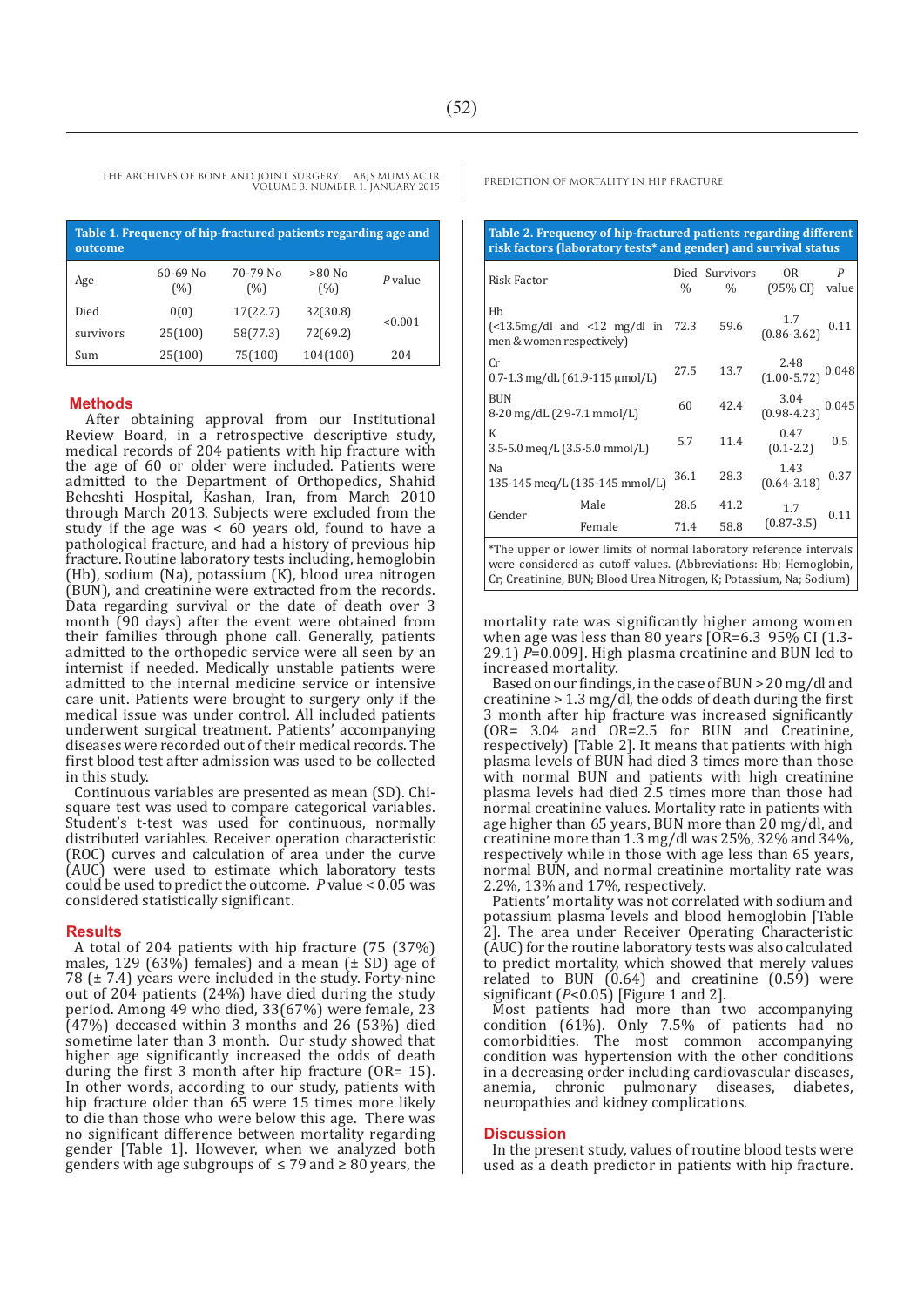**Table 1. Frequency of hip-fractured patients regarding age and outcome**

| Age | 60-69 No (%) | 70-79 No (%) | >80 No (%) | *P* value |
|---|---|---|---|---|
| Died | 0(0) | 17(22.7) | 32(30.8) | <0.001 |
| survivors | 25(100) | 58(77.3) | 72(69.2) | |
| Sum | 25(100) | 75(100) | 104(100) | 204 |

## Methods

After obtaining approval from our Institutional Review Board, in a retrospective descriptive study, medical records of 204 patients with hip fracture with the age of 60 or older were included. Patients were admitted to the Department of Orthopedics, Shahid Beheshti Hospital, Kashan, Iran, from March 2010 through March 2013. Subjects were excluded from the study if the age was < 60 years old, found to have a pathological fracture, and had a history of previous hip fracture. Routine laboratory tests including, hemoglobin (Hb), sodium (Na), potassium (K), blood urea nitrogen (BUN), and creatinine were extracted from the records. Data regarding survival or the date of death over 3 month (90 days) after the event were obtained from their families through phone call. Generally, patients admitted to the orthopedic service were all seen by an internist if needed. Medically unstable patients were admitted to the internal medicine service or intensive care unit. Patients were brought to surgery only if the medical issue was under control. All included patients underwent surgical treatment. Patients' accompanying diseases were recorded out of their medical records. The first blood test after admission was used to be collected in this study.

Continuous variables are presented as mean (SD). Chi-square test was used to compare categorical variables. Student's t-test was used for continuous, normally distributed variables. Receiver operation characteristic (ROC) curves and calculation of area under the curve (AUC) were used to estimate which laboratory tests could be used to predict the outcome. *P* value < 0.05 was considered statistically significant.

## Results

A total of 204 patients with hip fracture (75 (37%) males, 129 (63%) females) and a mean (± SD) age of 78 (± 7.4) years were included in the study. Forty-nine out of 204 patients (24%) have died during the study period. Among 49 who died, 33(67%) were female, 23 (47%) deceased within 3 months and 26 (53%) died sometime later than 3 month. Our study showed that higher age significantly increased the odds of death during the first 3 month after hip fracture (OR= 15). In other words, according to our study, patients with hip fracture older than 65 were 15 times more likely to die than those who were below this age. There was no significant difference between mortality regarding gender [Table 1]. However, when we analyzed both genders with age subgroups of ≤ 79 and ≥ 80 years, the mortality rate was significantly higher among women when age was less than 80 years [OR=6.3 95% CI (1.3-29.1) *P*=0.009]. High plasma creatinine and BUN led to increased mortality.

**Table 2. Frequency of hip-fractured patients regarding different risk factors (laboratory tests* and gender) and survival status**

| Risk Factor | | Died % | Survivors % | OR (95% CI) | *P* value |
|---|---|---|---|---|---|
| Hb (<13.5mg/dl and <12 mg/dl in men & women respectively) | | 72.3 | 59.6 | 1.7 (0.86-3.62) | 0.11 |
| Cr 0.7-1.3 mg/dL (61.9-115 µmol/L) | | 27.5 | 13.7 | 2.48 (1.00-5.72) | 0.048 |
| BUN 8-20 mg/dL (2.9-7.1 mmol/L) | | 60 | 42.4 | 3.04 (0.98-4.23) | 0.045 |
| K 3.5-5.0 meq/L (3.5-5.0 mmol/L) | | 5.7 | 11.4 | 0.47 (0.1-2.2) | 0.5 |
| Na 135-145 meq/L (135-145 mmol/L) | | 36.1 | 28.3 | 1.43 (0.64-3.18) | 0.37 |
| Gender | Male | 28.6 | 41.2 | 1.7 (0.87-3.5) | 0.11 |
| | Female | 71.4 | 58.8 | | |

*The upper or lower limits of normal laboratory reference intervals were considered as cutoff values. (Abbreviations: Hb; Hemoglobin, Cr; Creatinine, BUN; Blood Urea Nitrogen, K; Potassium, Na; Sodium)

Based on our findings, in the case of BUN > 20 mg/dl and creatinine > 1.3 mg/dl, the odds of death during the first 3 month after hip fracture was increased significantly (OR= 3.04 and OR=2.5 for BUN and Creatinine, respectively) [Table 2]. It means that patients with high plasma levels of BUN had died 3 times more than those with normal BUN and patients with high creatinine plasma levels had died 2.5 times more than those had normal creatinine values. Mortality rate in patients with age higher than 65 years, BUN more than 20 mg/dl, and creatinine more than 1.3 mg/dl was 25%, 32% and 34%, respectively while in those with age less than 65 years, normal BUN, and normal creatinine mortality rate was 2.2%, 13% and 17%, respectively.

Patients' mortality was not correlated with sodium and potassium plasma levels and blood hemoglobin [Table 2]. The area under Receiver Operating Characteristic (AUC) for the routine laboratory tests was also calculated to predict mortality, which showed that merely values related to BUN (0.64) and creatinine (0.59) were significant (*P*<0.05) [Figure 1 and 2].

Most patients had more than two accompanying condition (61%). Only 7.5% of patients had no comorbidities. The most common accompanying condition was hypertension with the other conditions in a decreasing order including cardiovascular diseases, anemia, chronic pulmonary diseases, diabetes, neuropathies and kidney complications.

## Discussion

In the present study, values of routine blood tests were used as a death predictor in patients with hip fracture.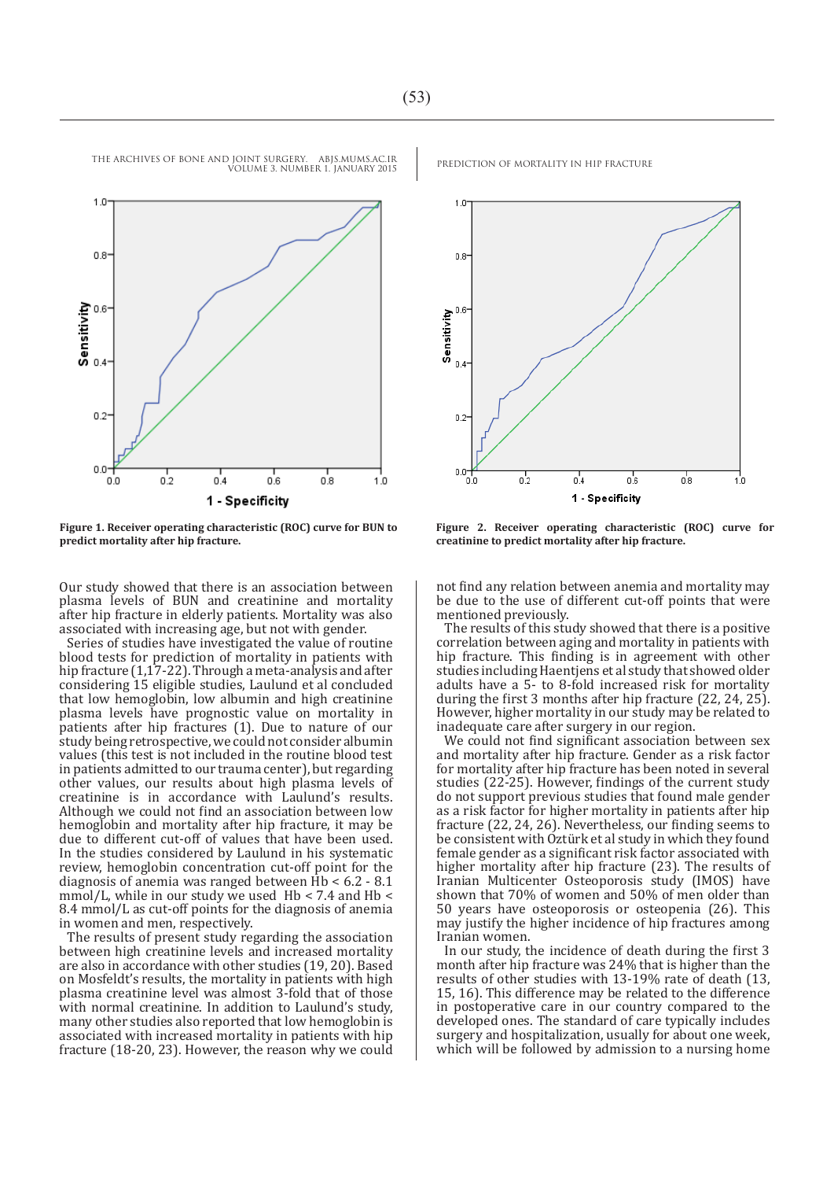Figure 1. Receiver operating characteristic (ROC) curve for BUN to predict mortality after hip fracture.

Figure 2. Receiver operating characteristic (ROC) curve for creatinine to predict mortality after hip fracture.

Our study showed that there is an association between plasma levels of BUN and creatinine and mortality after hip fracture in elderly patients. Mortality was also associated with increasing age, but not with gender.

Series of studies have investigated the value of routine blood tests for prediction of mortality in patients with hip fracture (1,17-22). Through a meta-analysis and after considering 15 eligible studies, Laulund et al concluded that low hemoglobin, low albumin and high creatinine plasma levels have prognostic value on mortality in patients after hip fractures (1). Due to nature of our study being retrospective, we could not consider albumin values (this test is not included in the routine blood test in patients admitted to our trauma center), but regarding other values, our results about high plasma levels of creatinine is in accordance with Laulund's results. Although we could not find an association between low hemoglobin and mortality after hip fracture, it may be due to different cut-off of values that have been used. In the studies considered by Laulund in his systematic review, hemoglobin concentration cut-off point for the diagnosis of anemia was ranged between Hb < 6.2 - 8.1 mmol/L, while in our study we used Hb < 7.4 and Hb < 8.4 mmol/L as cut-off points for the diagnosis of anemia in women and men, respectively.

The results of present study regarding the association between high creatinine levels and increased mortality are also in accordance with other studies (19, 20). Based on Mosfeldt's results, the mortality in patients with high plasma creatinine level was almost 3-fold that of those with normal creatinine. In addition to Laulund's study, many other studies also reported that low hemoglobin is associated with increased mortality in patients with hip fracture (18-20, 23). However, the reason why we could not find any relation between anemia and mortality may be due to the use of different cut-off points that were mentioned previously.

The results of this study showed that there is a positive correlation between aging and mortality in patients with hip fracture. This finding is in agreement with other studies including Haentjens et al study that showed older adults have a 5- to 8-fold increased risk for mortality during the first 3 months after hip fracture (22, 24, 25). However, higher mortality in our study may be related to inadequate care after surgery in our region.

We could not find significant association between sex and mortality after hip fracture. Gender as a risk factor for mortality after hip fracture has been noted in several studies (22-25). However, findings of the current study do not support previous studies that found male gender as a risk factor for higher mortality in patients after hip fracture (22, 24, 26). Nevertheless, our finding seems to be consistent with Oztürk et al study in which they found female gender as a significant risk factor associated with higher mortality after hip fracture (23). The results of Iranian Multicenter Osteoporosis study (IMOS) have shown that 70% of women and 50% of men older than 50 years have osteoporosis or osteopenia (26). This may justify the higher incidence of hip fractures among Iranian women.

In our study, the incidence of death during the first 3 month after hip fracture was 24% that is higher than the results of other studies with 13-19% rate of death (13, 15, 16). This difference may be related to the difference in postoperative care in our country compared to the developed ones. The standard of care typically includes surgery and hospitalization, usually for about one week, which will be followed by admission to a nursing home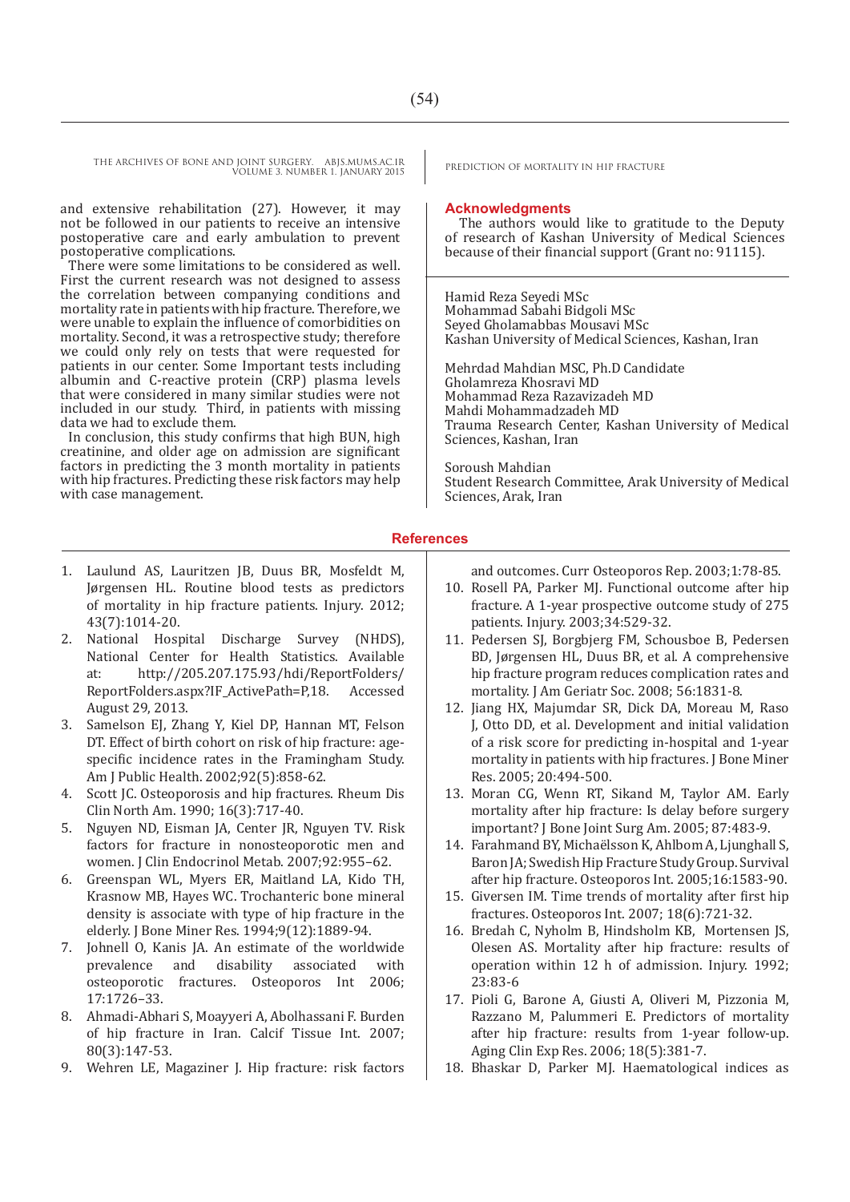and extensive rehabilitation (27). However, it may not be followed in our patients to receive an intensive postoperative care and early ambulation to prevent postoperative complications.

There were some limitations to be considered as well. First the current research was not designed to assess the correlation between companying conditions and mortality rate in patients with hip fracture. Therefore, we were unable to explain the influence of comorbidities on mortality. Second, it was a retrospective study; therefore we could only rely on tests that were requested for patients in our center. Some Important tests including albumin and C-reactive protein (CRP) plasma levels that were considered in many similar studies were not included in our study. Third, in patients with missing data we had to exclude them.

In conclusion, this study confirms that high BUN, high creatinine, and older age on admission are significant factors in predicting the 3 month mortality in patients with hip fractures. Predicting these risk factors may help with case management.

## Acknowledgments

The authors would like to gratitude to the Deputy of research of Kashan University of Medical Sciences because of their financial support (Grant no: 91115).

Hamid Reza Seyedi MSc
Mohammad Sabahi Bidgoli MSc
Seyed Gholamabbas Mousavi MSc
Kashan University of Medical Sciences, Kashan, Iran

Mehrdad Mahdian MSC, Ph.D Candidate
Gholamreza Khosravi MD
Mohammad Reza Razavizadeh MD
Mahdi Mohammadzadeh MD
Trauma Research Center, Kashan University of Medical Sciences, Kashan, Iran

Soroush Mahdian
Student Research Committee, Arak University of Medical Sciences, Arak, Iran

## References

1. Laulund AS, Lauritzen JB, Duus BR, Mosfeldt M, Jørgensen HL. Routine blood tests as predictors of mortality in hip fracture patients. Injury. 2012; 43(7):1014-20.
2. National Hospital Discharge Survey (NHDS), National Center for Health Statistics. Available at: http://205.207.175.93/hdi/ReportFolders/ReportFolders.aspx?IF_ActivePath=P,18. Accessed August 29, 2013.
3. Samelson EJ, Zhang Y, Kiel DP, Hannan MT, Felson DT. Effect of birth cohort on risk of hip fracture: age-specific incidence rates in the Framingham Study. Am J Public Health. 2002;92(5):858-62.
4. Scott JC. Osteoporosis and hip fractures. Rheum Dis Clin North Am. 1990; 16(3):717-40.
5. Nguyen ND, Eisman JA, Center JR, Nguyen TV. Risk factors for fracture in nonosteoporotic men and women. J Clin Endocrinol Metab. 2007;92:955–62.
6. Greenspan WL, Myers ER, Maitland LA, Kido TH, Krasnow MB, Hayes WC. Trochanteric bone mineral density is associate with type of hip fracture in the elderly. J Bone Miner Res. 1994;9(12):1889-94.
7. Johnell O, Kanis JA. An estimate of the worldwide prevalence and disability associated with osteoporotic fractures. Osteoporos Int 2006; 17:1726–33.
8. Ahmadi-Abhari S, Moayyeri A, Abolhassani F. Burden of hip fracture in Iran. Calcif Tissue Int. 2007; 80(3):147-53.
9. Wehren LE, Magaziner J. Hip fracture: risk factors and outcomes. Curr Osteoporos Rep. 2003;1:78-85.
10. Rosell PA, Parker MJ. Functional outcome after hip fracture. A 1-year prospective outcome study of 275 patients. Injury. 2003;34:529-32.
11. Pedersen SJ, Borgbjerg FM, Schousboe B, Pedersen BD, Jørgensen HL, Duus BR, et al. A comprehensive hip fracture program reduces complication rates and mortality. J Am Geriatr Soc. 2008; 56:1831-8.
12. Jiang HX, Majumdar SR, Dick DA, Moreau M, Raso J, Otto DD, et al. Development and initial validation of a risk score for predicting in-hospital and 1-year mortality in patients with hip fractures. J Bone Miner Res. 2005; 20:494-500.
13. Moran CG, Wenn RT, Sikand M, Taylor AM. Early mortality after hip fracture: Is delay before surgery important? J Bone Joint Surg Am. 2005; 87:483-9.
14. Farahmand BY, Michaëlsson K, Ahlbom A, Ljunghall S, Baron JA; Swedish Hip Fracture Study Group. Survival after hip fracture. Osteoporos Int. 2005;16:1583-90.
15. Giversen IM. Time trends of mortality after first hip fractures. Osteoporos Int. 2007; 18(6):721-32.
16. Bredah C, Nyholm B, Hindsholm KB, Mortensen JS, Olesen AS. Mortality after hip fracture: results of operation within 12 h of admission. Injury. 1992; 23:83-6
17. Pioli G, Barone A, Giusti A, Oliveri M, Pizzonia M, Razzano M, Palummeri E. Predictors of mortality after hip fracture: results from 1-year follow-up. Aging Clin Exp Res. 2006; 18(5):381-7.
18. Bhaskar D, Parker MJ. Haematological indices as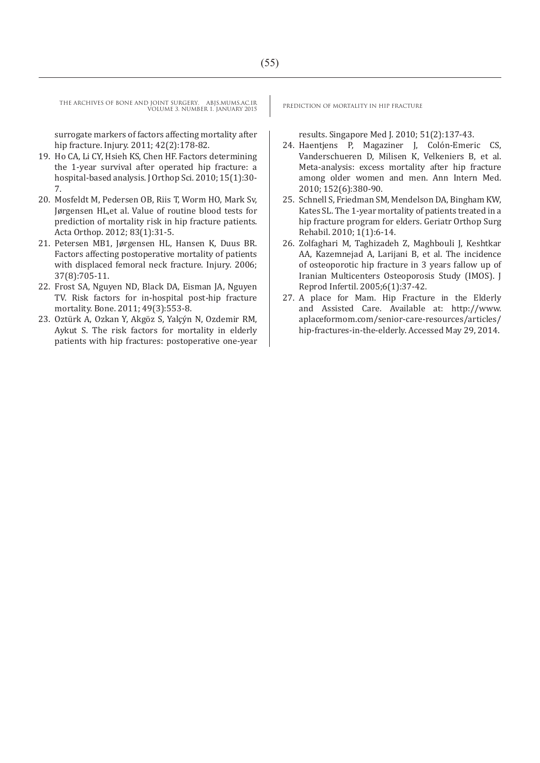surrogate markers of factors affecting mortality after hip fracture. Injury. 2011; 42(2):178-82.

19. Ho CA, Li CY, Hsieh KS, Chen HF. Factors determining the 1-year survival after operated hip fracture: a hospital-based analysis. J Orthop Sci. 2010; 15(1):30-7.
20. Mosfeldt M, Pedersen OB, Riis T, Worm HO, Mark Sv, Jørgensen HL,et al. Value of routine blood tests for prediction of mortality risk in hip fracture patients. Acta Orthop. 2012; 83(1):31-5.
21. Petersen MB1, Jørgensen HL, Hansen K, Duus BR. Factors affecting postoperative mortality of patients with displaced femoral neck fracture. Injury. 2006; 37(8):705-11.
22. Frost SA, Nguyen ND, Black DA, Eisman JA, Nguyen TV. Risk factors for in-hospital post-hip fracture mortality. Bone. 2011; 49(3):553-8.
23. Oztürk A, Ozkan Y, Akgöz S, Yalçýn N, Ozdemir RM, Aykut S. The risk factors for mortality in elderly patients with hip fractures: postoperative one-year results. Singapore Med J. 2010; 51(2):137-43.
24. Haentjens P, Magaziner J, Colón-Emeric CS, Vanderschueren D, Milisen K, Velkeniers B, et al. Meta-analysis: excess mortality after hip fracture among older women and men. Ann Intern Med. 2010; 152(6):380-90.
25. Schnell S, Friedman SM, Mendelson DA, Bingham KW, Kates SL. The 1-year mortality of patients treated in a hip fracture program for elders. Geriatr Orthop Surg Rehabil. 2010; 1(1):6-14.
26. Zolfaghari M, Taghizadeh Z, Maghbouli J, Keshtkar AA, Kazemnejad A, Larijani B, et al. The incidence of osteoporotic hip fracture in 3 years fallow up of Iranian Multicenters Osteoporosis Study (IMOS). J Reprod Infertil. 2005;6(1):37-42.
27. A place for Mam. Hip Fracture in the Elderly and Assisted Care. Available at: http://www.aplaceformom.com/senior-care-resources/articles/hip-fractures-in-the-elderly. Accessed May 29, 2014.